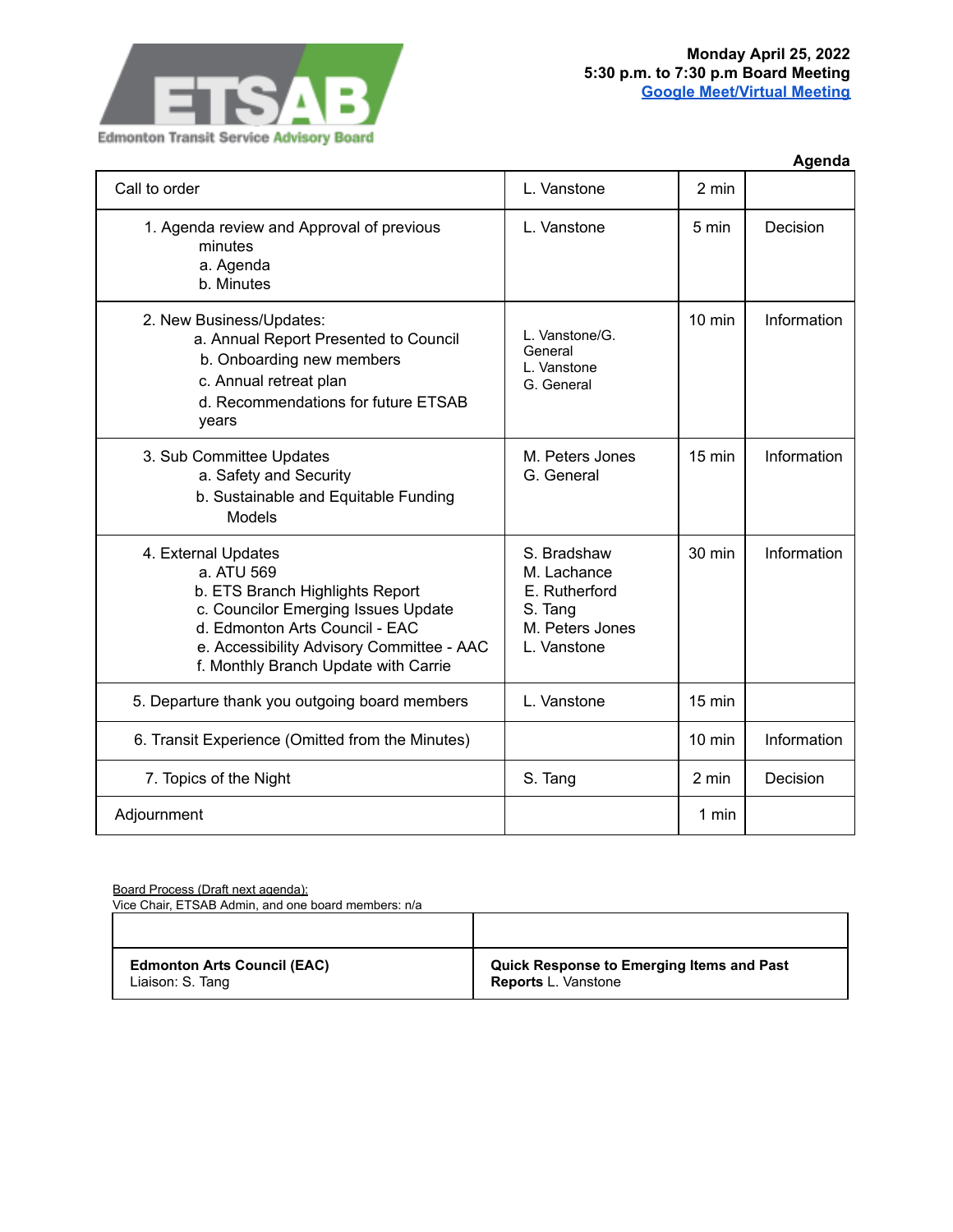ETSAB
Edmonton Transit Service Advisory Board

**Monday April 25, 2022**
**5:30 p.m. to 7:30 p.m Board Meeting**
**Google Meet/Virtual Meeting**

**Agenda**

| | | | |
|---|---|---|---|
| Call to order | L. Vanstone | 2 min | |
| 1. Agenda review and Approval of previous minutes<br>a. Agenda<br>b. Minutes | L. Vanstone | 5 min | Decision |
| 2. New Business/Updates:<br>a. Annual Report Presented to Council<br>b. Onboarding new members<br>c. Annual retreat plan<br>d. Recommendations for future ETSAB years | L. Vanstone/G. General<br>L. Vanstone<br>G. General | 10 min | Information |
| 3. Sub Committee Updates<br>a. Safety and Security<br>b. Sustainable and Equitable Funding Models | M. Peters Jones<br>G. General | 15 min | Information |
| 4. External Updates<br>a. ATU 569<br>b. ETS Branch Highlights Report<br>c. Councilor Emerging Issues Update<br>d. Edmonton Arts Council - EAC<br>e. Accessibility Advisory Committee - AAC<br>f. Monthly Branch Update with Carrie | S. Bradshaw<br>M. Lachance<br>E. Rutherford<br>S. Tang<br>M. Peters Jones<br>L. Vanstone | 30 min | Information |
| 5. Departure thank you outgoing board members | L. Vanstone | 15 min | |
| 6. Transit Experience (Omitted from the Minutes) | | 10 min | Information |
| 7. Topics of the Night | S. Tang | 2 min | Decision |
| Adjournment | | 1 min | |

Board Process (Draft next agenda):
Vice Chair, ETSAB Admin, and one board members: n/a

| | |
|---|---|
| **Edmonton Arts Council (EAC)**<br>Liaison: S. Tang | **Quick Response to Emerging Items and Past Reports** L. Vanstone |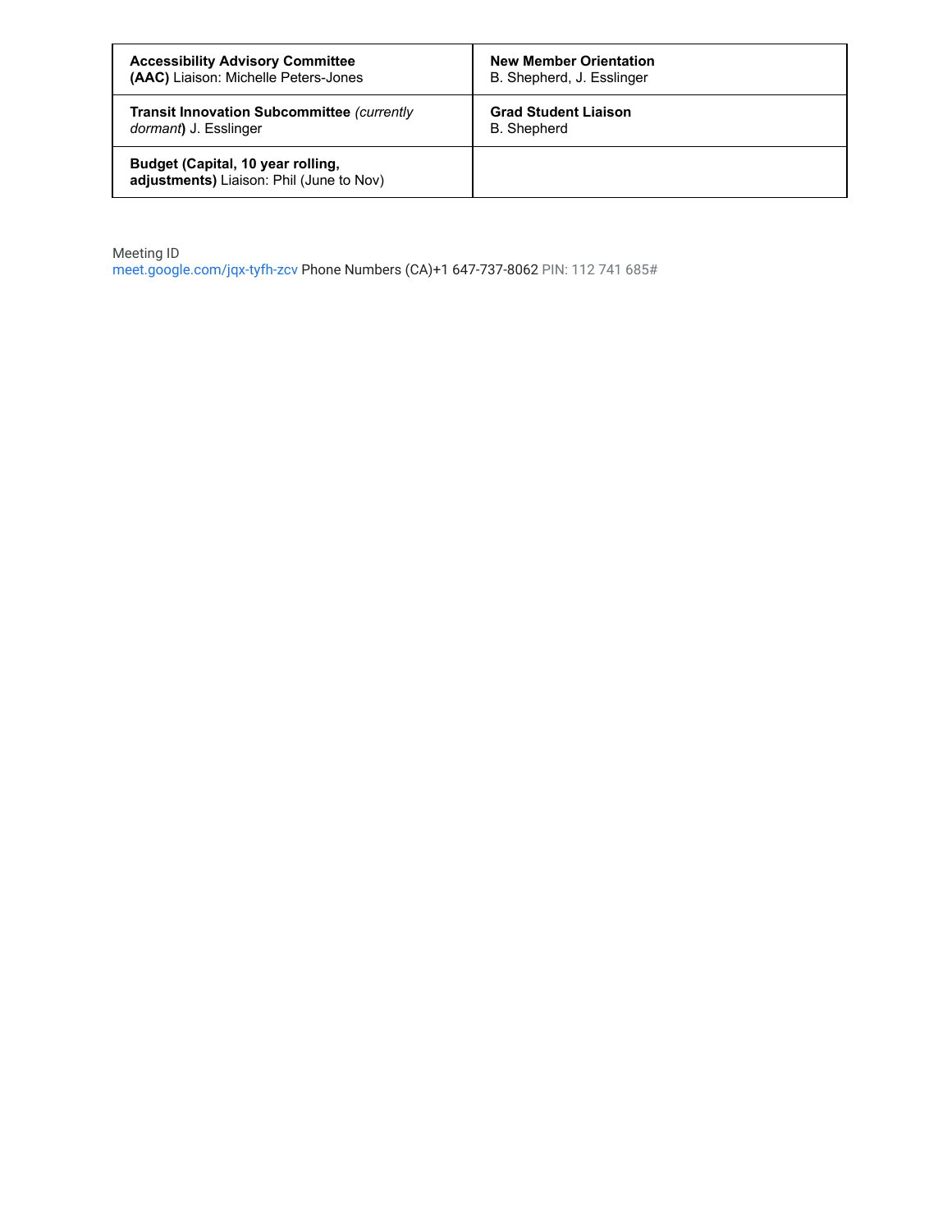| | |
|---|---|
| **Accessibility Advisory Committee (AAC)** Liaison: Michelle Peters-Jones | **New Member Orientation** B. Shepherd, J. Esslinger |
| **Transit Innovation Subcommittee** *(currently dormant*) J. Esslinger | **Grad Student Liaison** B. Shepherd |
| **Budget (Capital, 10 year rolling, adjustments)** Liaison: Phil (June to Nov) | |

Meeting ID
meet.google.com/jqx-tyfh-zcv Phone Numbers (CA)+1 647-737-8062 PIN: 112 741 685#